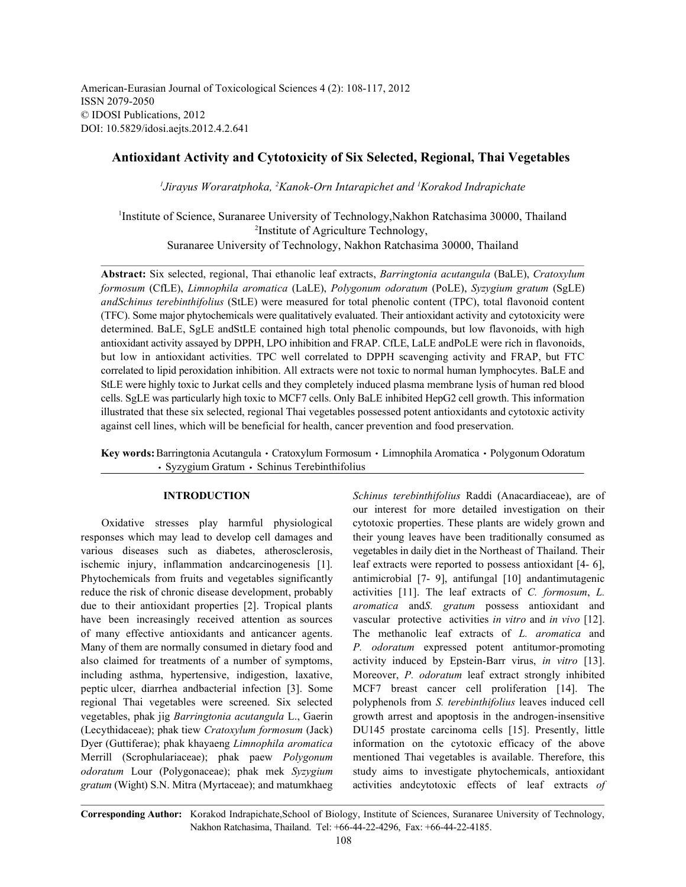American-Eurasian Journal of Toxicological Sciences 4 (2): 108-117, 2012
ISSN 2079-2050
© IDOSI Publications, 2012
DOI: 10.5829/idosi.aejts.2012.4.2.641

# Antioxidant Activity and Cytotoxicity of Six Selected, Regional, Thai Vegetables

*[1]Jirayus Woraratphoka, [2]Kanok-Orn Intarapichet and [1]Korakod Indrapichate*

[1]Institute of Science, Suranaree University of Technology,Nakhon Ratchasima 30000, Thailand
[2]Institute of Agriculture Technology,
Suranaree University of Technology, Nakhon Ratchasima 30000, Thailand

**Abstract:** Six selected, regional, Thai ethanolic leaf extracts, *Barringtonia acutangula* (BaLE), *Cratoxylum formosum* (CfLE), *Limnophila aromatica* (LaLE), *Polygonum odoratum* (PoLE), *Syzygium gratum* (SgLE) and*Schinus terebinthifolius* (StLE) were measured for total phenolic content (TPC), total flavonoid content (TFC). Some major phytochemicals were qualitatively evaluated. Their antioxidant activity and cytotoxicity were determined. BaLE, SgLE andStLE contained high total phenolic compounds, but low flavonoids, with high antioxidant activity assayed by DPPH, LPO inhibition and FRAP. CfLE, LaLE andPoLE were rich in flavonoids, but low in antioxidant activities. TPC well correlated to DPPH scavenging activity and FRAP, but FTC correlated to lipid peroxidation inhibition. All extracts were not toxic to normal human lymphocytes. BaLE and StLE were highly toxic to Jurkat cells and they completely induced plasma membrane lysis of human red blood cells. SgLE was particularly high toxic to MCF7 cells. Only BaLE inhibited HepG2 cell growth. This information illustrated that these six selected, regional Thai vegetables possessed potent antioxidants and cytotoxic activity against cell lines, which will be beneficial for health, cancer prevention and food preservation.

**Key words:** Barringtonia Acutangula • Cratoxylum Formosum • Limnophila Aromatica • Polygonum Odoratum • Syzygium Gratum • Schinus Terebinthifolius

## INTRODUCTION

Oxidative stresses play harmful physiological responses which may lead to develop cell damages and various diseases such as diabetes, atherosclerosis, ischemic injury, inflammation andcarcinogenesis [1]. Phytochemicals from fruits and vegetables significantly reduce the risk of chronic disease development, probably due to their antioxidant properties [2]. Tropical plants have been increasingly received attention as sources of many effective antioxidants and anticancer agents. Many of them are normally consumed in dietary food and also claimed for treatments of a number of symptoms, including asthma, hypertensive, indigestion, laxative, peptic ulcer, diarrhea andbacterial infection [3]. Some regional Thai vegetables were screened. Six selected vegetables, phak jig *Barringtonia acutangula* L., Gaerin (Lecythidaceae); phak tiew *Cratoxylum formosum* (Jack) Dyer (Guttiferae); phak khayaeng *Limnophila aromatica* Merrill (Scrophulariaceae); phak paew *Polygonum odoratum* Lour (Polygonaceae); phak mek *Syzygium gratum* (Wight) S.N. Mitra (Myrtaceae); and matumkhaeg *Schinus terebinthifolius* Raddi (Anacardiaceae), are of our interest for more detailed investigation on their cytotoxic properties. These plants are widely grown and their young leaves have been traditionally consumed as vegetables in daily diet in the Northeast of Thailand. Their leaf extracts were reported to possess antioxidant [4- 6], antimicrobial [7- 9], antifungal [10] andantimutagenic activities [11]. The leaf extracts of *C. formosum*, *L. aromatica* and*S. gratum* possess antioxidant and vascular protective activities *in vitro* and *in vivo* [12]. The methanolic leaf extracts of *L. aromatica* and *P. odoratum* expressed potent antitumor-promoting activity induced by Epstein-Barr virus, *in vitro* [13]. Moreover, *P. odoratum* leaf extract strongly inhibited MCF7 breast cancer cell proliferation [14]. The polyphenols from *S. terebinthifolius* leaves induced cell growth arrest and apoptosis in the androgen-insensitive DU145 prostate carcinoma cells [15]. Presently, little information on the cytotoxic efficacy of the above mentioned Thai vegetables is available. Therefore, this study aims to investigate phytochemicals, antioxidant activities andcytotoxic effects of leaf extracts *of*

**Corresponding Author:** Korakod Indrapichate,School of Biology, Institute of Sciences, Suranaree University of Technology, Nakhon Ratchasima, Thailand. Tel: +66-44-22-4296, Fax: +66-44-22-4185.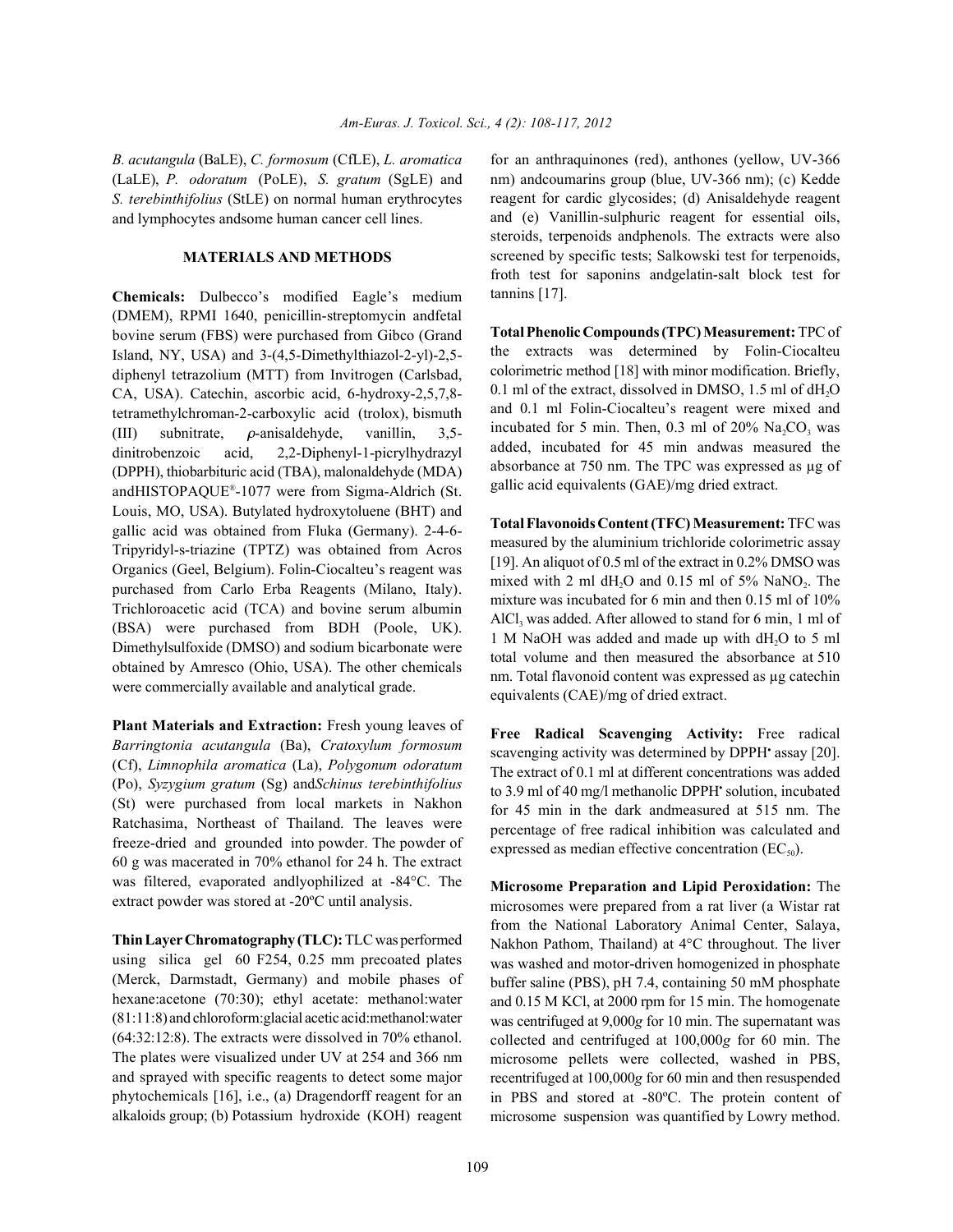*B. acutangula* (BaLE), *C. formosum* (CfLE), *L. aromatica* (LaLE), *P. odoratum* (PoLE), *S. gratum* (SgLE) and *S. terebinthifolius* (StLE) on normal human erythrocytes and lymphocytes andsome human cancer cell lines.

## MATERIALS AND METHODS

**Chemicals:** Dulbecco's modified Eagle's medium (DMEM), RPMI 1640, penicillin-streptomycin andfetal bovine serum (FBS) were purchased from Gibco (Grand Island, NY, USA) and 3-(4,5-Dimethylthiazol-2-yl)-2,5-diphenyl tetrazolium (MTT) from Invitrogen (Carlsbad, CA, USA). Catechin, ascorbic acid, 6-hydroxy-2,5,7,8-tetramethylchroman-2-carboxylic acid (trolox), bismuth (III) subnitrate, $\rho$-anisaldehyde, vanillin, 3,5-dinitrobenzoic acid, 2,2-Diphenyl-1-picrylhydrazyl (DPPH), thiobarbituric acid (TBA), malonaldehyde (MDA) andHISTOPAQUE®-1077 were from Sigma-Aldrich (St. Louis, MO, USA). Butylated hydroxytoluene (BHT) and gallic acid was obtained from Fluka (Germany). 2-4-6-Tripyridyl-s-triazine (TPTZ) was obtained from Acros Organics (Geel, Belgium). Folin-Ciocalteu's reagent was purchased from Carlo Erba Reagents (Milano, Italy). Trichloroacetic acid (TCA) and bovine serum albumin (BSA) were purchased from BDH (Poole, UK). Dimethylsulfoxide (DMSO) and sodium bicarbonate were obtained by Amresco (Ohio, USA). The other chemicals were commercially available and analytical grade.

**Plant Materials and Extraction:** Fresh young leaves of *Barringtonia acutangula* (Ba), *Cratoxylum formosum* (Cf), *Limnophila aromatica* (La), *Polygonum odoratum* (Po), *Syzygium gratum* (Sg) and*Schinus terebinthifolius* (St) were purchased from local markets in Nakhon Ratchasima, Northeast of Thailand. The leaves were freeze-dried and grounded into powder. The powder of 60 g was macerated in 70% ethanol for 24 h. The extract was filtered, evaporated andlyophilized at -84°C. The extract powder was stored at -20ºC until analysis.

**Thin Layer Chromatography (TLC):** TLC was performed using silica gel 60 F254, 0.25 mm precoated plates (Merck, Darmstadt, Germany) and mobile phases of hexane:acetone (70:30); ethyl acetate: methanol:water (81:11:8) and chloroform:glacial acetic acid:methanol:water (64:32:12:8). The extracts were dissolved in 70% ethanol. The plates were visualized under UV at 254 and 366 nm and sprayed with specific reagents to detect some major phytochemicals [16], i.e., (a) Dragendorff reagent for an alkaloids group; (b) Potassium hydroxide (KOH) reagent for an anthraquinones (red), anthones (yellow, UV-366 nm) andcoumarins group (blue, UV-366 nm); (c) Kedde reagent for cardic glycosides; (d) Anisaldehyde reagent and (e) Vanillin-sulphuric reagent for essential oils, steroids, terpenoids andphenols. The extracts were also screened by specific tests; Salkowski test for terpenoids, froth test for saponins andgelatin-salt block test for tannins [17].

**Total Phenolic Compounds (TPC) Measurement:** TPC of the extracts was determined by Folin-Ciocalteu colorimetric method [18] with minor modification. Briefly, 0.1 ml of the extract, dissolved in DMSO, 1.5 ml of $dH_2O$ and 0.1 ml Folin-Ciocalteu's reagent were mixed and incubated for 5 min. Then, 0.3 ml of 20% $Na_2CO_3$ was added, incubated for 45 min andwas measured the absorbance at 750 nm. The TPC was expressed as µg of gallic acid equivalents (GAE)/mg dried extract.

**Total Flavonoids Content (TFC) Measurement:** TFC was measured by the aluminium trichloride colorimetric assay [19]. An aliquot of 0.5 ml of the extract in 0.2% DMSO was mixed with 2 ml $dH_2O$ and 0.15 ml of 5% $NaNO_2$. The mixture was incubated for 6 min and then 0.15 ml of 10% $AlCl_3$ was added. After allowed to stand for 6 min, 1 ml of 1 M NaOH was added and made up with $dH_2O$ to 5 ml total volume and then measured the absorbance at 510 nm. Total flavonoid content was expressed as µg catechin equivalents (CAE)/mg of dried extract.

**Free Radical Scavenging Activity:** Free radical scavenging activity was determined by DPPH• assay [20]. The extract of 0.1 ml at different concentrations was added to 3.9 ml of 40 mg/l methanolic DPPH• solution, incubated for 45 min in the dark andmeasured at 515 nm. The percentage of free radical inhibition was calculated and expressed as median effective concentration ($EC_{50}$).

**Microsome Preparation and Lipid Peroxidation:** The microsomes were prepared from a rat liver (a Wistar rat from the National Laboratory Animal Center, Salaya, Nakhon Pathom, Thailand) at 4°C throughout. The liver was washed and motor-driven homogenized in phosphate buffer saline (PBS), pH 7.4, containing 50 mM phosphate and 0.15 M KCl, at 2000 rpm for 15 min. The homogenate was centrifuged at 9,000*g* for 10 min. The supernatant was collected and centrifuged at 100,000*g* for 60 min. The microsome pellets were collected, washed in PBS, recentrifuged at 100,000*g* for 60 min and then resuspended in PBS and stored at -80ºC. The protein content of microsome suspension was quantified by Lowry method.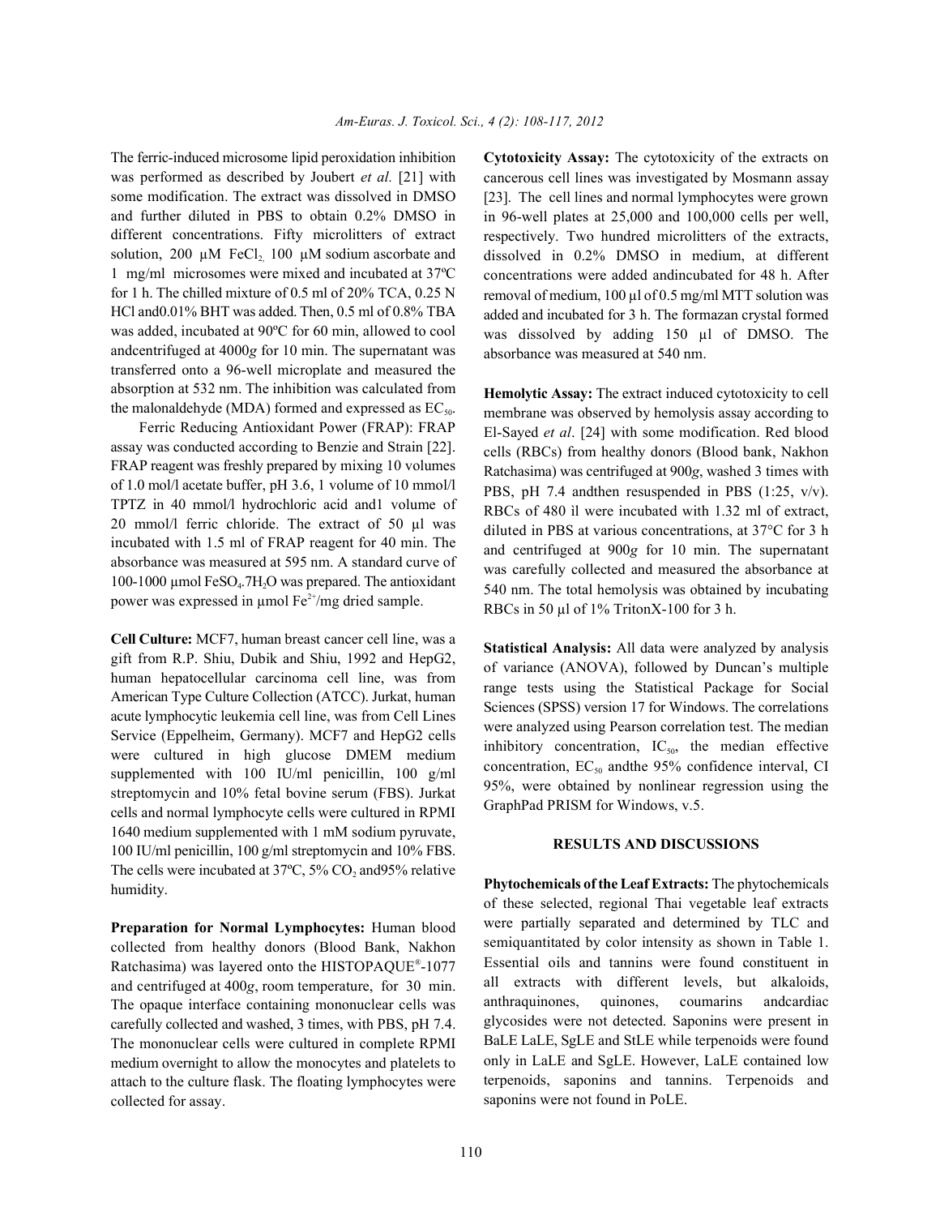The ferric-induced microsome lipid peroxidation inhibition was performed as described by Joubert *et al.* [21] with some modification. The extract was dissolved in DMSO and further diluted in PBS to obtain 0.2% DMSO in different concentrations. Fifty microlitters of extract solution, 200 µM $FeCl_2$, 100 µM sodium ascorbate and 1 mg/ml microsomes were mixed and incubated at 37ºC for 1 h. The chilled mixture of 0.5 ml of 20% TCA, 0.25 N HCl and0.01% BHT was added. Then, 0.5 ml of 0.8% TBA was added, incubated at 90ºC for 60 min, allowed to cool andcentrifuged at 4000*g* for 10 min. The supernatant was transferred onto a 96-well microplate and measured the absorption at 532 nm. The inhibition was calculated from the malonaldehyde (MDA) formed and expressed as $EC_{50}$.

Ferric Reducing Antioxidant Power (FRAP): FRAP assay was conducted according to Benzie and Strain [22]. FRAP reagent was freshly prepared by mixing 10 volumes of 1.0 mol/l acetate buffer, pH 3.6, 1 volume of 10 mmol/l TPTZ in 40 mmol/l hydrochloric acid and1 volume of 20 mmol/l ferric chloride. The extract of 50 µl was incubated with 1.5 ml of FRAP reagent for 40 min. The absorbance was measured at 595 nm. A standard curve of 100-1000 µmol $FeSO_4.7H_2O$ was prepared. The antioxidant power was expressed in µmol $Fe^{2+}$/mg dried sample.

**Cell Culture:** MCF7, human breast cancer cell line, was a gift from R.P. Shiu, Dubik and Shiu, 1992 and HepG2, human hepatocellular carcinoma cell line, was from American Type Culture Collection (ATCC). Jurkat, human acute lymphocytic leukemia cell line, was from Cell Lines Service (Eppelheim, Germany). MCF7 and HepG2 cells were cultured in high glucose DMEM medium supplemented with 100 IU/ml penicillin, 100 g/ml streptomycin and 10% fetal bovine serum (FBS). Jurkat cells and normal lymphocyte cells were cultured in RPMI 1640 medium supplemented with 1 mM sodium pyruvate, 100 IU/ml penicillin, 100 g/ml streptomycin and 10% FBS. The cells were incubated at 37ºC, 5% $CO_2$ and95% relative humidity.

**Preparation for Normal Lymphocytes:** Human blood collected from healthy donors (Blood Bank, Nakhon Ratchasima) was layered onto the HISTOPAQUE®-1077 and centrifuged at 400*g*, room temperature, for 30 min. The opaque interface containing mononuclear cells was carefully collected and washed, 3 times, with PBS, pH 7.4. The mononuclear cells were cultured in complete RPMI medium overnight to allow the monocytes and platelets to attach to the culture flask. The floating lymphocytes were collected for assay.

**Cytotoxicity Assay:** The cytotoxicity of the extracts on cancerous cell lines was investigated by Mosmann assay [23]. The cell lines and normal lymphocytes were grown in 96-well plates at 25,000 and 100,000 cells per well, respectively. Two hundred microlitters of the extracts, dissolved in 0.2% DMSO in medium, at different concentrations were added andincubated for 48 h. After removal of medium, 100 µl of 0.5 mg/ml MTT solution was added and incubated for 3 h. The formazan crystal formed was dissolved by adding 150 µl of DMSO. The absorbance was measured at 540 nm.

**Hemolytic Assay:** The extract induced cytotoxicity to cell membrane was observed by hemolysis assay according to El-Sayed *et al*. [24] with some modification. Red blood cells (RBCs) from healthy donors (Blood bank, Nakhon Ratchasima) was centrifuged at 900*g*, washed 3 times with PBS, pH 7.4 andthen resuspended in PBS (1:25, v/v). RBCs of 480 ìl were incubated with 1.32 ml of extract, diluted in PBS at various concentrations, at 37°C for 3 h and centrifuged at 900*g* for 10 min. The supernatant was carefully collected and measured the absorbance at 540 nm. The total hemolysis was obtained by incubating RBCs in 50 µl of 1% TritonX-100 for 3 h.

**Statistical Analysis:** All data were analyzed by analysis of variance (ANOVA), followed by Duncan's multiple range tests using the Statistical Package for Social Sciences (SPSS) version 17 for Windows. The correlations were analyzed using Pearson correlation test. The median inhibitory concentration, $IC_{50}$, the median effective concentration, $EC_{50}$ andthe 95% confidence interval, CI 95%, were obtained by nonlinear regression using the GraphPad PRISM for Windows, v.5.

## RESULTS AND DISCUSSIONS

**Phytochemicals of the Leaf Extracts:** The phytochemicals of these selected, regional Thai vegetable leaf extracts were partially separated and determined by TLC and semiquantitated by color intensity as shown in Table 1. Essential oils and tannins were found constituent in all extracts with different levels, but alkaloids, anthraquinones, quinones, coumarins andcardiac glycosides were not detected. Saponins were present in BaLE LaLE, SgLE and StLE while terpenoids were found only in LaLE and SgLE. However, LaLE contained low terpenoids, saponins and tannins. Terpenoids and saponins were not found in PoLE.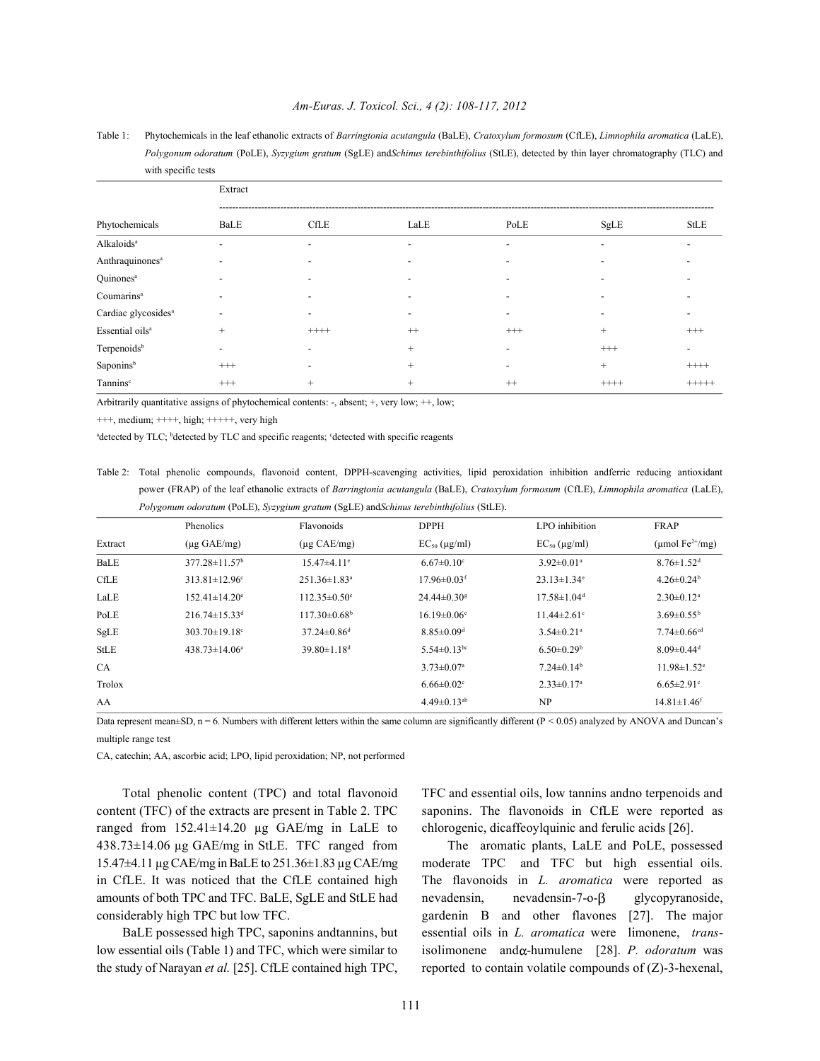Table 1: Phytochemicals in the leaf ethanolic extracts of *Barringtonia acutangula* (BaLE), *Cratoxylum formosum* (CfLE), *Limnophila aromatica* (LaLE), *Polygonum odoratum* (PoLE), *Syzygium gratum* (SgLE) and *Schinus terebinthifolius* (StLE), detected by thin layer chromatography (TLC) and with specific tests

| | Extract | | | | | |
|---|---|---|---|---|---|---|
| Phytochemicals | BaLE | CfLE | LaLE | PoLE | SgLE | StLE |
| Alkaloids[a] | - | - | - | - | - | - |
| Anthraquinones[a] | - | - | - | - | - | - |
| Quinones[a] | - | - | - | - | - | - |
| Coumarins[a] | - | - | - | - | - | - |
| Cardiac glycosides[a] | - | - | - | - | - | - |
| Essential oils[a] | + | ++++ | ++ | +++ | + | +++ |
| Terpenoids[b] | - | - | + | - | +++ | - |
| Saponins[b] | +++ | - | + | - | + | ++++ |
| Tannins[c] | +++ | + | + | ++ | ++++ | +++++ |

Arbitrarily quantitative assigns of phytochemical contents: -, absent; +, very low; ++, low;

+++, medium; ++++, high; +++++, very high

[a]detected by TLC; [b]detected by TLC and specific reagents; [c]detected with specific reagents

Table 2: Total phenolic compounds, flavonoid content, DPPH-scavenging activities, lipid peroxidation inhibition and ferric reducing antioxidant power (FRAP) of the leaf ethanolic extracts of *Barringtonia acutangula* (BaLE), *Cratoxylum formosum* (CfLE), *Limnophila aromatica* (LaLE), *Polygonum odoratum* (PoLE), *Syzygium gratum* (SgLE) and *Schinus terebinthifolius* (StLE).

| Extract | Phenolics (µg GAE/mg) | Flavonoids (µg CAE/mg) | DPPH $EC_{50}$ (µg/ml) | LPO inhibition $EC_{50}$ (µg/ml) | FRAP (µmol $Fe^{2+}$/mg) |
|---|---|---|---|---|---|
| BaLE | 377.28±11.57[b] | 15.47±4.11[e] | 6.67±0.10[c] | 3.92±0.01[a] | 8.76±1.52[d] |
| CfLE | 313.81±12.96[c] | 251.36±1.83[a] | 17.96±0.03[f] | 23.13±1.34[e] | 4.26±0.24[b] |
| LaLE | 152.41±14.20[e] | 112.35±0.50[c] | 24.44±0.30[g] | 17.58±1.04[d] | 2.30±0.12[a] |
| PoLE | 216.74±15.33[d] | 117.30±0.68[b] | 16.19±0.06[e] | 11.44±2.61[c] | 3.69±0.55[b] |
| SgLE | 303.70±19.18[c] | 37.24±0.86[d] | 8.85±0.09[d] | 3.54±0.21[a] | 7.74±0.66[cd] |
| StLE | 438.73±14.06[a] | 39.80±1.18[d] | 5.54±0.13[bc] | 6.50±0.29[b] | 8.09±0.44[d] |
| CA | | | 3.73±0.07[a] | 7.24±0.14[b] | 11.98±1.52[e] |
| Trolox | | | 6.66±0.02[c] | 2.33±0.17[a] | 6.65±2.91[c] |
| AA | | | 4.49±0.13[ab] | NP | 14.81±1.46[f] |

Data represent mean±SD, n = 6. Numbers with different letters within the same column are significantly different (P < 0.05) analyzed by ANOVA and Duncan's multiple range test

CA, catechin; AA, ascorbic acid; LPO, lipid peroxidation; NP, not performed

Total phenolic content (TPC) and total flavonoid content (TFC) of the extracts are present in Table 2. TPC ranged from 152.41±14.20 µg GAE/mg in LaLE to 438.73±14.06 µg GAE/mg in StLE. TFC ranged from 15.47±4.11 µg CAE/mg in BaLE to 251.36±1.83 µg CAE/mg in CfLE. It was noticed that the CfLE contained high amounts of both TPC and TFC. BaLE, SgLE and StLE had considerably high TPC but low TFC.

BaLE possessed high TPC, saponins and tannins, but low essential oils (Table 1) and TFC, which were similar to the study of Narayan *et al.* [25]. CfLE contained high TPC, TFC and essential oils, low tannins and no terpenoids and saponins. The flavonoids in CfLE were reported as chlorogenic, dicaffeoylquinic and ferulic acids [26].

The aromatic plants, LaLE and PoLE, possessed moderate TPC and TFC but high essential oils. The flavonoids in *L. aromatica* were reported as nevadensin, nevadensin-7-o-$\beta$ glycopyranoside, gardenin B and other flavones [27]. The major essential oils in *L. aromatica* were limonene, *trans*-isolimonene and $\alpha$-humulene [28]. *P. odoratum* was reported to contain volatile compounds of (Z)-3-hexenal,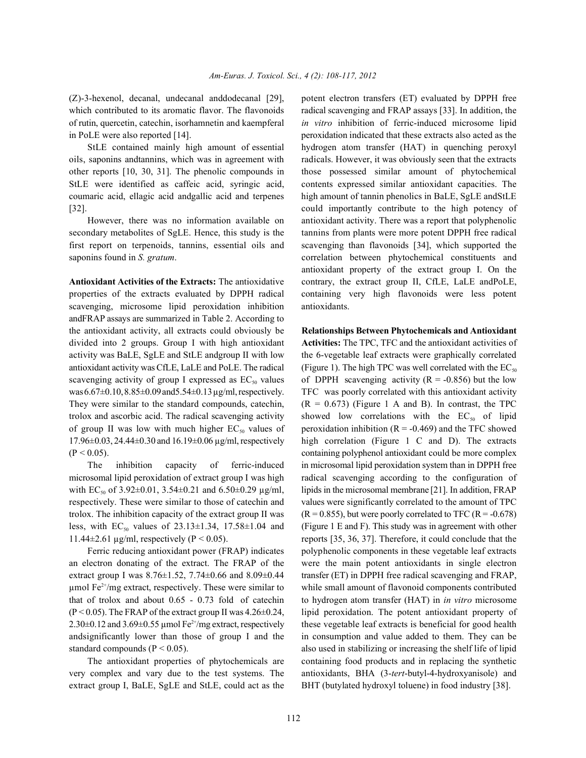(Z)-3-hexenol, decanal, undecanal anddodecanal [29], which contributed to its aromatic flavor. The flavonoids of rutin, quercetin, catechin, isorhamnetin and kaempferal in PoLE were also reported [14].

StLE contained mainly high amount of essential oils, saponins andtannins, which was in agreement with other reports [10, 30, 31]. The phenolic compounds in StLE were identified as caffeic acid, syringic acid, coumaric acid, ellagic acid andgallic acid and terpenes [32].

However, there was no information available on secondary metabolites of SgLE. Hence, this study is the first report on terpenoids, tannins, essential oils and saponins found in *S. gratum*.

**Antioxidant Activities of the Extracts:** The antioxidative properties of the extracts evaluated by DPPH radical scavenging, microsome lipid peroxidation inhibition andFRAP assays are summarized in Table 2. According to the antioxidant activity, all extracts could obviously be divided into 2 groups. Group I with high antioxidant activity was BaLE, SgLE and StLE andgroup II with low antioxidant activity was CfLE, LaLE and PoLE. The radical scavenging activity of group I expressed as $EC_{50}$ values was 6.67±0.10, 8.85±0.09 and5.54±0.13 µg/ml, respectively. They were similar to the standard compounds, catechin, trolox and ascorbic acid. The radical scavenging activity of group II was low with much higher $EC_{50}$ values of 17.96±0.03, 24.44±0.30 and 16.19±0.06 µg/ml, respectively ($P < 0.05$).

The inhibition capacity of ferric-induced microsomal lipid peroxidation of extract group I was high with $EC_{50}$ of 3.92±0.01, 3.54±0.21 and 6.50±0.29 µg/ml, respectively. These were similar to those of catechin and trolox. The inhibition capacity of the extract group II was less, with $EC_{50}$ values of 23.13±1.34, 17.58±1.04 and 11.44±2.61 µg/ml, respectively ($P < 0.05$).

Ferric reducing antioxidant power (FRAP) indicates an electron donating of the extract. The FRAP of the extract group I was 8.76±1.52, 7.74±0.66 and 8.09±0.44 µmol $Fe^{2+}$/mg extract, respectively. These were similar to that of trolox and about 0.65 - 0.73 fold of catechin ($P < 0.05$). The FRAP of the extract group II was 4.26±0.24, 2.30±0.12 and 3.69±0.55 µmol $Fe^{2+}$/mg extract, respectively andsignificantly lower than those of group I and the standard compounds ($P < 0.05$).

The antioxidant properties of phytochemicals are very complex and vary due to the test systems. The extract group I, BaLE, SgLE and StLE, could act as the potent electron transfers (ET) evaluated by DPPH free radical scavenging and FRAP assays [33]. In addition, the *in vitro* inhibition of ferric-induced microsome lipid peroxidation indicated that these extracts also acted as the hydrogen atom transfer (HAT) in quenching peroxyl radicals. However, it was obviously seen that the extracts those possessed similar amount of phytochemical contents expressed similar antioxidant capacities. The high amount of tannin phenolics in BaLE, SgLE andStLE could importantly contribute to the high potency of antioxidant activity. There was a report that polyphenolic tannins from plants were more potent DPPH free radical scavenging than flavonoids [34], which supported the correlation between phytochemical constituents and antioxidant property of the extract group I. On the contrary, the extract group II, CfLE, LaLE andPoLE, containing very high flavonoids were less potent antioxidants.

**Relationships Between Phytochemicals and Antioxidant Activities:** The TPC, TFC and the antioxidant activities of the 6-vegetable leaf extracts were graphically correlated (Figure 1). The high TPC was well correlated with the $EC_{50}$ of DPPH scavenging activity ($R = -0.856$) but the low TFC was poorly correlated with this antioxidant activity ($R = 0.673$) (Figure 1 A and B). In contrast, the TPC showed low correlations with the $EC_{50}$ of lipid peroxidation inhibition ($R = -0.469$) and the TFC showed high correlation (Figure 1 C and D). The extracts containing polyphenol antioxidant could be more complex in microsomal lipid peroxidation system than in DPPH free radical scavenging according to the configuration of lipids in the microsomal membrane [21]. In addition, FRAP values were significantly correlated to the amount of TPC ($R = 0.855$), but were poorly correlated to TFC ($R = -0.678$) (Figure 1 E and F). This study was in agreement with other reports [35, 36, 37]. Therefore, it could conclude that the polyphenolic components in these vegetable leaf extracts were the main potent antioxidants in single electron transfer (ET) in DPPH free radical scavenging and FRAP, while small amount of flavonoid components contributed to hydrogen atom transfer (HAT) in *in vitro* microsome lipid peroxidation. The potent antioxidant property of these vegetable leaf extracts is beneficial for good health in consumption and value added to them. They can be also used in stabilizing or increasing the shelf life of lipid containing food products and in replacing the synthetic antioxidants, BHA (3-*tert*-butyl-4-hydroxyanisole) and BHT (butylated hydroxyl toluene) in food industry [38].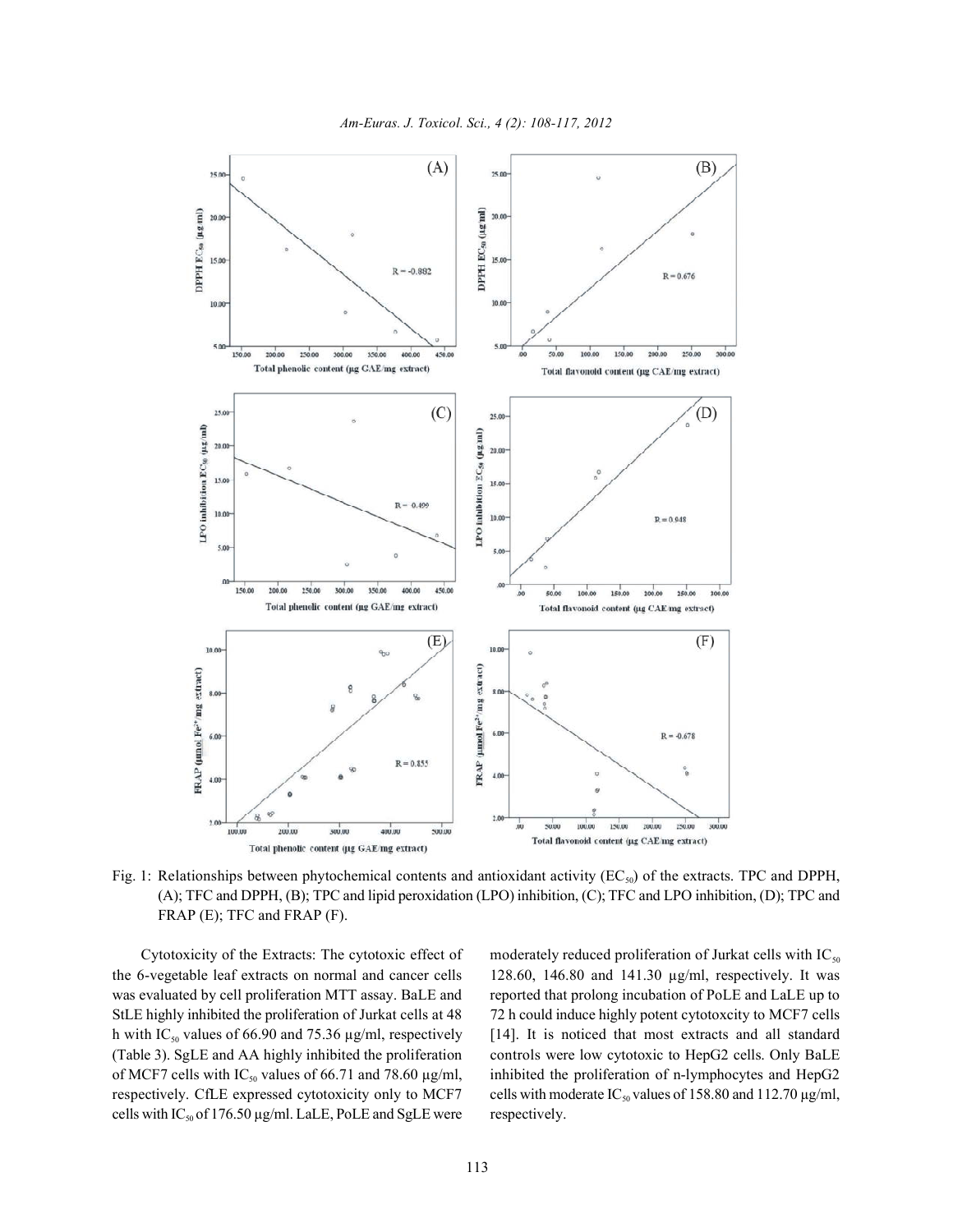Fig. 1: Relationships between phytochemical contents and antioxidant activity ($EC_{50}$) of the extracts. TPC and DPPH, (A); TFC and DPPH, (B); TPC and lipid peroxidation (LPO) inhibition, (C); TFC and LPO inhibition, (D); TPC and FRAP (E); TFC and FRAP (F).

Cytotoxicity of the Extracts: The cytotoxic effect of the 6-vegetable leaf extracts on normal and cancer cells was evaluated by cell proliferation MTT assay. BaLE and StLE highly inhibited the proliferation of Jurkat cells at 48 h with $IC_{50}$ values of 66.90 and 75.36 µg/ml, respectively (Table 3). SgLE and AA highly inhibited the proliferation of MCF7 cells with $IC_{50}$ values of 66.71 and 78.60 µg/ml, respectively. CfLE expressed cytotoxicity only to MCF7 cells with $IC_{50}$ of 176.50 µg/ml. LaLE, PoLE and SgLE were moderately reduced proliferation of Jurkat cells with $IC_{50}$ 128.60, 146.80 and 141.30 µg/ml, respectively. It was reported that prolong incubation of PoLE and LaLE up to 72 h could induce highly potent cytotoxcity to MCF7 cells [14]. It is noticed that most extracts and all standard controls were low cytotoxic to HepG2 cells. Only BaLE inhibited the proliferation of n-lymphocytes and HepG2 cells with moderate $IC_{50}$ values of 158.80 and 112.70 µg/ml, respectively.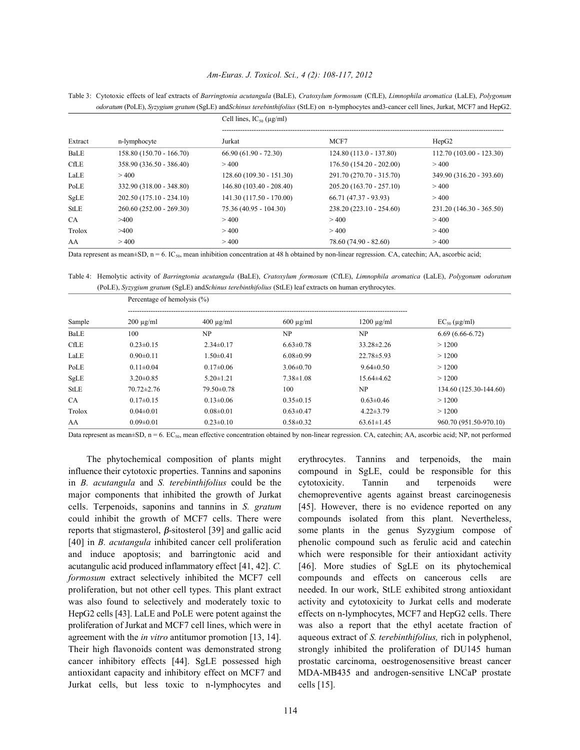Table 3: Cytotoxic effects of leaf extracts of *Barringtonia acutangula* (BaLE), *Cratoxylum formosum* (CfLE), *Limnophila aromatica* (LaLE), *Polygonum odoratum* (PoLE), *Syzygium gratum* (SgLE) and *Schinus terebinthifolius* (StLE) on n-lymphocytes and 3-cancer cell lines, Jurkat, MCF7 and HepG2.

| | | Cell lines, $IC_{50}$ (μg/ml) | | |
|---|---|---|---|---|
| Extract | n-lymphocyte | Jurkat | MCF7 | HepG2 |
| BaLE | 158.80 (150.70 - 166.70) | 66.90 (61.90 - 72.30) | 124.80 (113.0 - 137.80) | 112.70 (103.00 - 123.30) |
| CfLE | 358.90 (336.50 - 386.40) | > 400 | 176.50 (154.20 - 202.00) | > 400 |
| LaLE | > 400 | 128.60 (109.30 - 151.30) | 291.70 (270.70 - 315.70) | 349.90 (316.20 - 393.60) |
| PoLE | 332.90 (318.00 - 348.80) | 146.80 (103.40 - 208.40) | 205.20 (163.70 - 257.10) | > 400 |
| SgLE | 202.50 (175.10 - 234.10) | 141.30 (117.50 - 170.00) | 66.71 (47.37 - 93.93) | > 400 |
| StLE | 260.60 (252.00 - 269.30) | 75.36 (40.95 - 104.30) | 238.20 (223.10 - 254.60) | 231.20 (146.30 - 365.50) |
| CA | >400 | > 400 | > 400 | > 400 |
| Trolox | >400 | > 400 | > 400 | > 400 |
| AA | > 400 | > 400 | 78.60 (74.90 - 82.60) | > 400 |

Data represent as mean±SD, n = 6. $IC_{50}$, mean inhibition concentration at 48 h obtained by non-linear regression. CA, catechin; AA, ascorbic acid;

Table 4: Hemolytic activity of *Barringtonia acutangula* (BaLE), *Cratoxylum formosum* (CfLE), *Limnophila aromatica* (LaLE), *Polygonum odoratum* (PoLE), *Syzygium gratum* (SgLE) and *Schinus terebinthifolius* (StLE) leaf extracts on human erythrocytes.

| | Percentage of hemolysis (%) | | | | |
|---|---|---|---|---|---|
| Sample | 200 μg/ml | 400 μg/ml | 600 μg/ml | 1200 μg/ml | $EC_{50}$ (μg/ml) |
| BaLE | 100 | NP | NP | NP | 6.69 (6.66-6.72) |
| CfLE | 0.23±0.15 | 2.34±0.17 | 6.63±0.78 | 33.28±2.26 | > 1200 |
| LaLE | 0.90±0.11 | 1.50±0.41 | 6.08±0.99 | 22.78±5.93 | > 1200 |
| PoLE | 0.11±0.04 | 0.17±0.06 | 3.06±0.70 | 9.64±0.50 | > 1200 |
| SgLE | 3.20±0.85 | 5.20±1.21 | 7.38±1.08 | 15.64±4.62 | > 1200 |
| StLE | 70.72±2.76 | 79.50±0.78 | 100 | NP | 134.60 (125.30-144.60) |
| CA | 0.17±0.15 | 0.13±0.06 | 0.35±0.15 | 0.63±0.46 | > 1200 |
| Trolox | 0.04±0.01 | 0.08±0.01 | 0.63±0.47 | 4.22±3.79 | > 1200 |
| AA | 0.09±0.01 | 0.23±0.10 | 0.58±0.32 | 63.61±1.45 | 960.70 (951.50-970.10) |

Data represent as mean±SD, n = 6. $EC_{50}$, mean effective concentration obtained by non-linear regression. CA, catechin; AA, ascorbic acid; NP, not performed

The phytochemical composition of plants might influence their cytotoxic properties. Tannins and saponins in *B. acutangula* and *S. terebinthifolius* could be the major components that inhibited the growth of Jurkat cells. Terpenoids, saponins and tannins in *S. gratum* could inhibit the growth of MCF7 cells. There were reports that stigmasterol, β-sitosterol [39] and gallic acid [40] in *B. acutangula* inhibited cancer cell proliferation and induce apoptosis; and barringtonic acid and acutangulic acid produced inflammatory effect [41, 42]. *C. formosum* extract selectively inhibited the MCF7 cell proliferation, but not other cell types. This plant extract was also found to selectively and moderately toxic to HepG2 cells [43]. LaLE and PoLE were potent against the proliferation of Jurkat and MCF7 cell lines, which were in agreement with the *in vitro* antitumor promotion [13, 14]. Their high flavonoids content was demonstrated strong cancer inhibitory effects [44]. SgLE possessed high antioxidant capacity and inhibitory effect on MCF7 and Jurkat cells, but less toxic to n-lymphocytes and erythrocytes. Tannins and terpenoids, the main compound in SgLE, could be responsible for this cytotoxicity. Tannin and terpenoids were chemopreventive agents against breast carcinogenesis [45]. However, there is no evidence reported on any compounds isolated from this plant. Nevertheless, some plants in the genus Syzygium compose of phenolic compound such as ferulic acid and catechin which were responsible for their antioxidant activity [46]. More studies of SgLE on its phytochemical compounds and effects on cancerous cells are needed. In our work, StLE exhibited strong antioxidant activity and cytotoxicity to Jurkat cells and moderate effects on n-lymphocytes, MCF7 and HepG2 cells. There was also a report that the ethyl acetate fraction of aqueous extract of *S. terebinthifolius,* rich in polyphenol, strongly inhibited the proliferation of DU145 human prostatic carcinoma, oestrogenosensitive breast cancer MDA-MB435 and androgen-sensitive LNCaP prostate cells [15].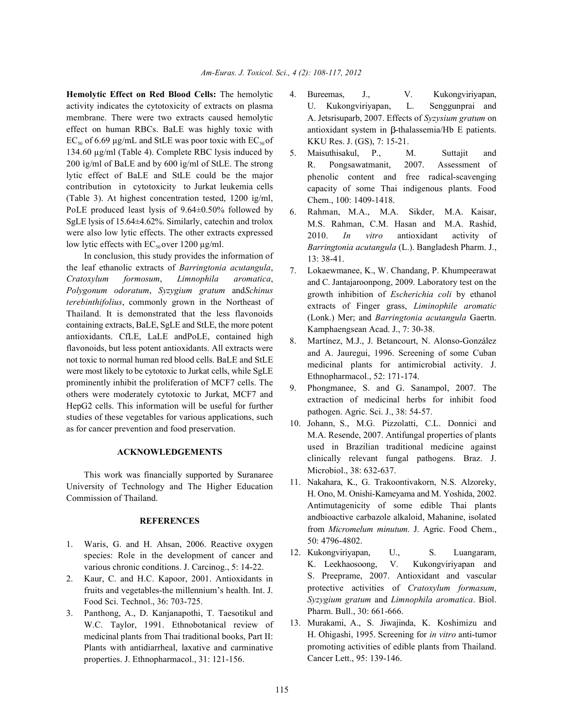**Hemolytic Effect on Red Blood Cells:** The hemolytic activity indicates the cytotoxicity of extracts on plasma membrane. There were two extracts caused hemolytic effect on human RBCs. BaLE was highly toxic with $EC_{50}$ of 6.69 µg/mL and StLE was poor toxic with $EC_{50}$ of 134.60 µg/ml (Table 4). Complete RBC lysis induced by 200 ìg/ml of BaLE and by 600 ìg/ml of StLE. The strong lytic effect of BaLE and StLE could be the major contribution in cytotoxicity to Jurkat leukemia cells (Table 3). At highest concentration tested, 1200 ìg/ml, PoLE produced least lysis of 9.64±0.50% followed by SgLE lysis of 15.64±4.62%. Similarly, catechin and trolox were also low lytic effects. The other extracts expressed low lytic effects with $EC_{50}$ over 1200 µg/ml.

In conclusion, this study provides the information of the leaf ethanolic extracts of *Barringtonia acutangula*, *Cratoxylum formosum*, *Limnophila aromatica*, *Polygonum odoratum*, *Syzygium gratum* and*Schinus terebinthifolius*, commonly grown in the Northeast of Thailand. It is demonstrated that the less flavonoids containing extracts, BaLE, SgLE and StLE, the more potent antioxidants. CfLE, LaLE andPoLE, contained high flavonoids, but less potent antioxidants. All extracts were not toxic to normal human red blood cells. BaLE and StLE were most likely to be cytotoxic to Jurkat cells, while SgLE prominently inhibit the proliferation of MCF7 cells. The others were moderately cytotoxic to Jurkat, MCF7 and HepG2 cells. This information will be useful for further studies of these vegetables for various applications, such as for cancer prevention and food preservation.

## ACKNOWLEDGEMENTS

This work was financially supported by Suranaree University of Technology and The Higher Education Commission of Thailand.

## REFERENCES

1. Waris, G. and H. Ahsan, 2006. Reactive oxygen species: Role in the development of cancer and various chronic conditions. J. Carcinog., 5: 14-22.
2. Kaur, C. and H.C. Kapoor, 2001. Antioxidants in fruits and vegetables-the millennium's health. Int. J. Food Sci. Technol., 36: 703-725.
3. Panthong, A., D. Kanjanapothi, T. Taesotikul and W.C. Taylor, 1991. Ethnobotanical review of medicinal plants from Thai traditional books, Part II: Plants with antidiarrheal, laxative and carminative properties. J. Ethnopharmacol., 31: 121-156.
4. Bureemas, J., V. Kukongviriyapan, U. Kukongviriyapan, L. Senggunprai and A. Jetsrisuparb, 2007. Effects of *Syzysium gratum* on antioxidant system in β-thalassemia/Hb E patients. KKU Res. J. (GS), 7: 15-21.
5. Maisuthisakul, P., M. Suttajit and R. Pongsawatmanit, 2007. Assessment of phenolic content and free radical-scavenging capacity of some Thai indigenous plants. Food Chem., 100: 1409-1418.
6. Rahman, M.A., M.A. Sikder, M.A. Kaisar, M.S. Rahman, C.M. Hasan and M.A. Rashid, 2010. *In vitro* antioxidant activity of *Barringtonia acutangula* (L.). Bangladesh Pharm. J., 13: 38-41.
7. Lokaewmanee, K., W. Chandang, P. Khumpeerawat and C. Jantajaroonpong, 2009. Laboratory test on the growth inhibition of *Escherichia coli* by ethanol extracts of Finger grass, *Liminophile aromatic* (Lonk.) Mer; and *Barringtonia acutangula* Gaertn. Kamphaengsean Acad. J., 7: 30-38.
8. Martínez, M.J., J. Betancourt, N. Alonso-González and A. Jauregui, 1996. Screening of some Cuban medicinal plants for antimicrobial activity. J. Ethnopharmacol., 52: 171-174.
9. Phongmanee, S. and G. Sanampol, 2007. The extraction of medicinal herbs for inhibit food pathogen. Agric. Sci. J., 38: 54-57.
10. Johann, S., M.G. Pizzolatti, C.L. Donnici and M.A. Resende, 2007. Antifungal properties of plants used in Brazilian traditional medicine against clinically relevant fungal pathogens. Braz. J. Microbiol., 38: 632-637.
11. Nakahara, K., G. Trakoontivakorn, N.S. Alzoreky, H. Ono, M. Onishi-Kameyama and M. Yoshida, 2002. Antimutagenicity of some edible Thai plants andbioactive carbazole alkaloid, Mahanine, isolated from *Micromelum minutum*. J. Agric. Food Chem., 50: 4796-4802.
12. Kukongviriyapan, U., S. Luangaram, K. Leekhaosoong, V. Kukongviriyapan and S. Preeprame, 2007. Antioxidant and vascular protective activities of *Cratoxylum formasum*, *Syzygium gratum* and *Limnophila aromatica*. Biol. Pharm. Bull., 30: 661-666.
13. Murakami, A., S. Jiwajinda, K. Koshimizu and H. Ohigashi, 1995. Screening for *in vitro* anti-tumor promoting activities of edible plants from Thailand. Cancer Lett., 95: 139-146.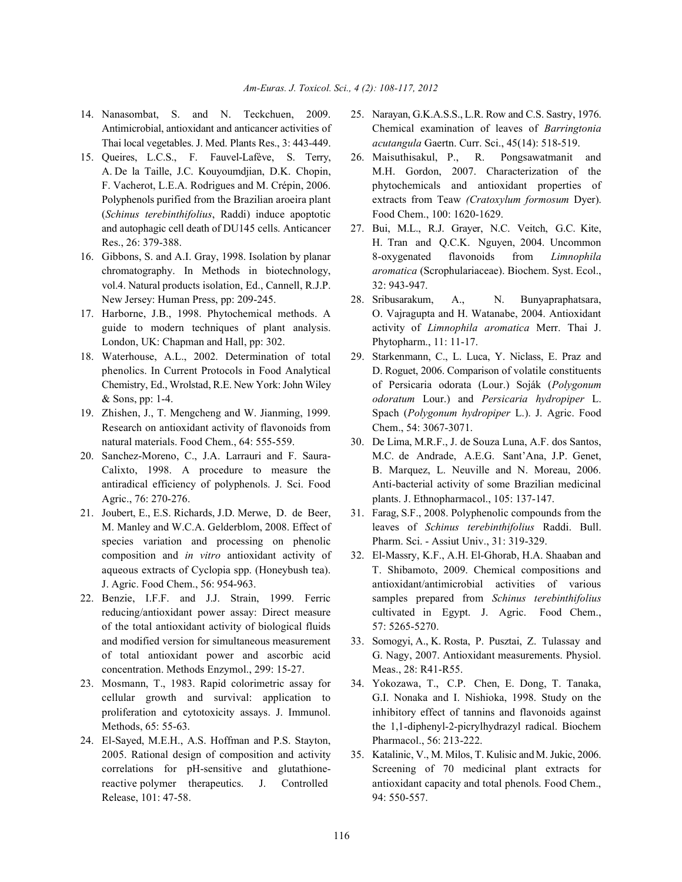14. Nanasombat, S. and N. Teckchuen, 2009. Antimicrobial, antioxidant and anticancer activities of Thai local vegetables. J. Med. Plants Res., 3: 443-449.
15. Queires, L.C.S., F. Fauvel-Lafève, S. Terry, A. De la Taille, J.C. Kouyoumdjian, D.K. Chopin, F. Vacherot, L.E.A. Rodrigues and M. Crépin, 2006. Polyphenols purified from the Brazilian aroeira plant (*Schinus terebinthifolius*, Raddi) induce apoptotic and autophagic cell death of DU145 cells. Anticancer Res., 26: 379-388.
16. Gibbons, S. and A.I. Gray, 1998. Isolation by planar chromatography. In Methods in biotechnology, vol.4. Natural products isolation, Ed., Cannell, R.J.P. New Jersey: Human Press, pp: 209-245.
17. Harborne, J.B., 1998. Phytochemical methods. A guide to modern techniques of plant analysis. London, UK: Chapman and Hall, pp: 302.
18. Waterhouse, A.L., 2002. Determination of total phenolics. In Current Protocols in Food Analytical Chemistry, Ed., Wrolstad, R.E. New York: John Wiley & Sons, pp: 1-4.
19. Zhishen, J., T. Mengcheng and W. Jianming, 1999. Research on antioxidant activity of flavonoids from natural materials. Food Chem., 64: 555-559.
20. Sanchez-Moreno, C., J.A. Larrauri and F. Saura-Calixto, 1998. A procedure to measure the antiradical efficiency of polyphenols. J. Sci. Food Agric., 76: 270-276.
21. Joubert, E., E.S. Richards, J.D. Merwe, D. de Beer, M. Manley and W.C.A. Gelderblom, 2008. Effect of species variation and processing on phenolic composition and *in vitro* antioxidant activity of aqueous extracts of Cyclopia spp. (Honeybush tea). J. Agric. Food Chem., 56: 954-963.
22. Benzie, I.F.F. and J.J. Strain, 1999. Ferric reducing/antioxidant power assay: Direct measure of the total antioxidant activity of biological fluids and modified version for simultaneous measurement of total antioxidant power and ascorbic acid concentration. Methods Enzymol., 299: 15-27.
23. Mosmann, T., 1983. Rapid colorimetric assay for cellular growth and survival: application to proliferation and cytotoxicity assays. J. Immunol. Methods, 65: 55-63.
24. El-Sayed, M.E.H., A.S. Hoffman and P.S. Stayton, 2005. Rational design of composition and activity correlations for pH-sensitive and glutathione-reactive polymer therapeutics. J. Controlled Release, 101: 47-58.
25. Narayan, G.K.A.S.S., L.R. Row and C.S. Sastry, 1976. Chemical examination of leaves of *Barringtonia acutangula* Gaertn. Curr. Sci., 45(14): 518-519.
26. Maisuthisakul, P., R. Pongsawatmanit and M.H. Gordon, 2007. Characterization of the phytochemicals and antioxidant properties of extracts from Teaw *(Cratoxylum formosum* Dyer). Food Chem., 100: 1620-1629.
27. Bui, M.L., R.J. Grayer, N.C. Veitch, G.C. Kite, H. Tran and Q.C.K. Nguyen, 2004. Uncommon 8-oxygenated flavonoids from *Limnophila aromatica* (Scrophulariaceae). Biochem. Syst. Ecol., 32: 943-947.
28. Sribusarakum, A., N. Bunyapraphatsara, O. Vajragupta and H. Watanabe, 2004. Antioxidant activity of *Limnophila aromatica* Merr. Thai J. Phytopharm., 11: 11-17.
29. Starkenmann, C., L. Luca, Y. Niclass, E. Praz and D. Roguet, 2006. Comparison of volatile constituents of Persicaria odorata (Lour.) Soják (*Polygonum odoratum* Lour.) and *Persicaria hydropiper* L. Spach (*Polygonum hydropiper* L.). J. Agric. Food Chem., 54: 3067-3071.
30. De Lima, M.R.F., J. de Souza Luna, A.F. dos Santos, M.C. de Andrade, A.E.G. Sant'Ana, J.P. Genet, B. Marquez, L. Neuville and N. Moreau, 2006. Anti-bacterial activity of some Brazilian medicinal plants. J. Ethnopharmacol., 105: 137-147.
31. Farag, S.F., 2008. Polyphenolic compounds from the leaves of *Schinus terebinthifolius* Raddi. Bull. Pharm. Sci. - Assiut Univ., 31: 319-329.
32. El-Massry, K.F., A.H. El-Ghorab, H.A. Shaaban and T. Shibamoto, 2009. Chemical compositions and antioxidant/antimicrobial activities of various samples prepared from *Schinus terebinthifolius* cultivated in Egypt. J. Agric. Food Chem., 57: 5265-5270.
33. Somogyi, A., K. Rosta, P. Pusztai, Z. Tulassay and G. Nagy, 2007. Antioxidant measurements. Physiol. Meas., 28: R41-R55.
34. Yokozawa, T., C.P. Chen, E. Dong, T. Tanaka, G.I. Nonaka and I. Nishioka, 1998. Study on the inhibitory effect of tannins and flavonoids against the 1,1-diphenyl-2-picrylhydrazyl radical. Biochem Pharmacol., 56: 213-222.
35. Katalinic, V., M. Milos, T. Kulisic and M. Jukic, 2006. Screening of 70 medicinal plant extracts for antioxidant capacity and total phenols. Food Chem., 94: 550-557.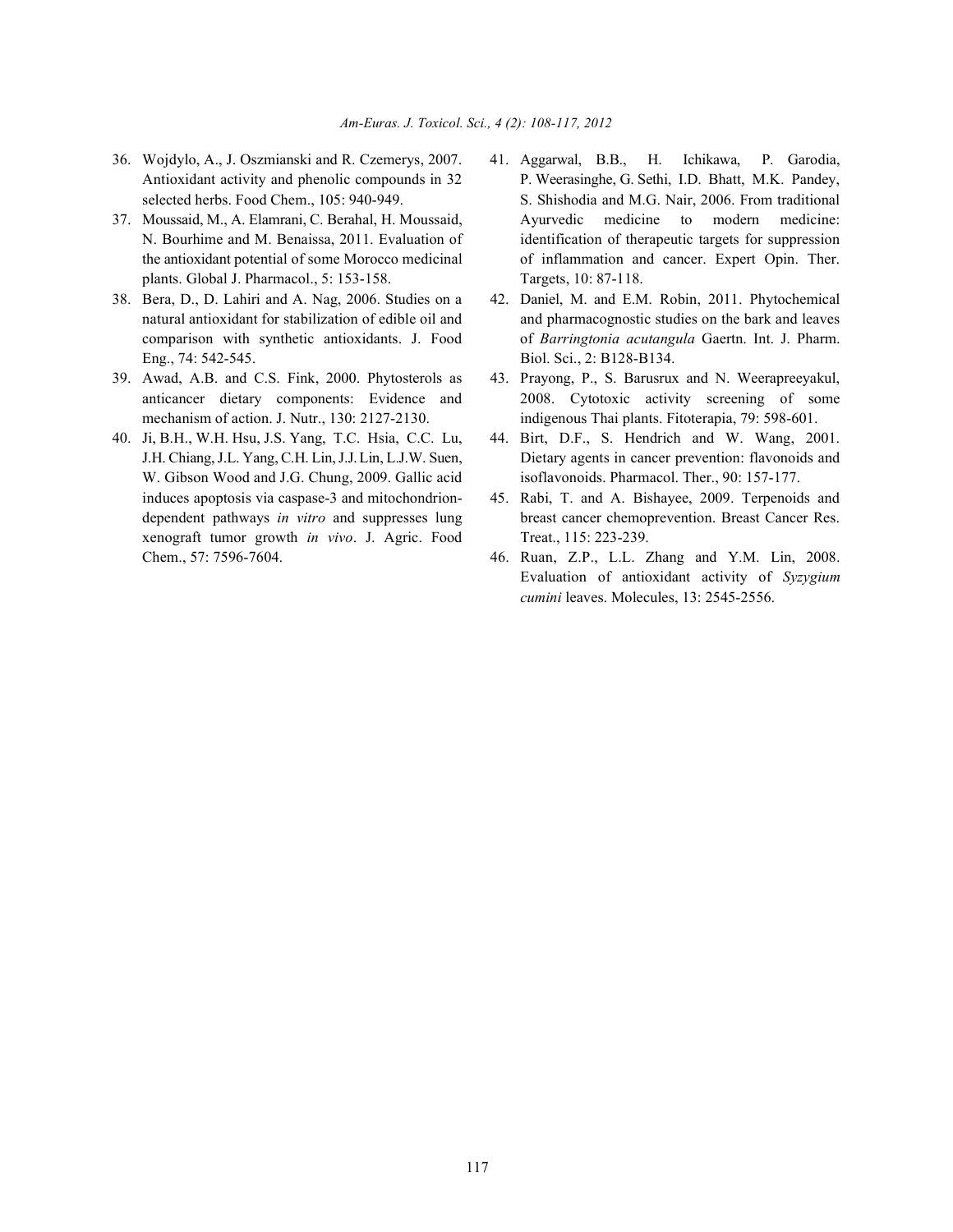36. Wojdylo, A., J. Oszmianski and R. Czemerys, 2007. Antioxidant activity and phenolic compounds in 32 selected herbs. Food Chem., 105: 940-949.
37. Moussaid, M., A. Elamrani, C. Berahal, H. Moussaid, N. Bourhime and M. Benaissa, 2011. Evaluation of the antioxidant potential of some Morocco medicinal plants. Global J. Pharmacol., 5: 153-158.
38. Bera, D., D. Lahiri and A. Nag, 2006. Studies on a natural antioxidant for stabilization of edible oil and comparison with synthetic antioxidants. J. Food Eng., 74: 542-545.
39. Awad, A.B. and C.S. Fink, 2000. Phytosterols as anticancer dietary components: Evidence and mechanism of action. J. Nutr., 130: 2127-2130.
40. Ji, B.H., W.H. Hsu, J.S. Yang, T.C. Hsia, C.C. Lu, J.H. Chiang, J.L. Yang, C.H. Lin, J.J. Lin, L.J.W. Suen, W. Gibson Wood and J.G. Chung, 2009. Gallic acid induces apoptosis via caspase-3 and mitochondrion-dependent pathways *in vitro* and suppresses lung xenograft tumor growth *in vivo*. J. Agric. Food Chem., 57: 7596-7604.
41. Aggarwal, B.B., H. Ichikawa, P. Garodia, P. Weerasinghe, G. Sethi, I.D. Bhatt, M.K. Pandey, S. Shishodia and M.G. Nair, 2006. From traditional Ayurvedic medicine to modern medicine: identification of therapeutic targets for suppression of inflammation and cancer. Expert Opin. Ther. Targets, 10: 87-118.
42. Daniel, M. and E.M. Robin, 2011. Phytochemical and pharmacognostic studies on the bark and leaves of *Barringtonia acutangula* Gaertn. Int. J. Pharm. Biol. Sci., 2: B128-B134.
43. Prayong, P., S. Barusrux and N. Weerapreeyakul, 2008. Cytotoxic activity screening of some indigenous Thai plants. Fitoterapia, 79: 598-601.
44. Birt, D.F., S. Hendrich and W. Wang, 2001. Dietary agents in cancer prevention: flavonoids and isoflavonoids. Pharmacol. Ther., 90: 157-177.
45. Rabi, T. and A. Bishayee, 2009. Terpenoids and breast cancer chemoprevention. Breast Cancer Res. Treat., 115: 223-239.
46. Ruan, Z.P., L.L. Zhang and Y.M. Lin, 2008. Evaluation of antioxidant activity of *Syzygium cumini* leaves. Molecules, 13: 2545-2556.